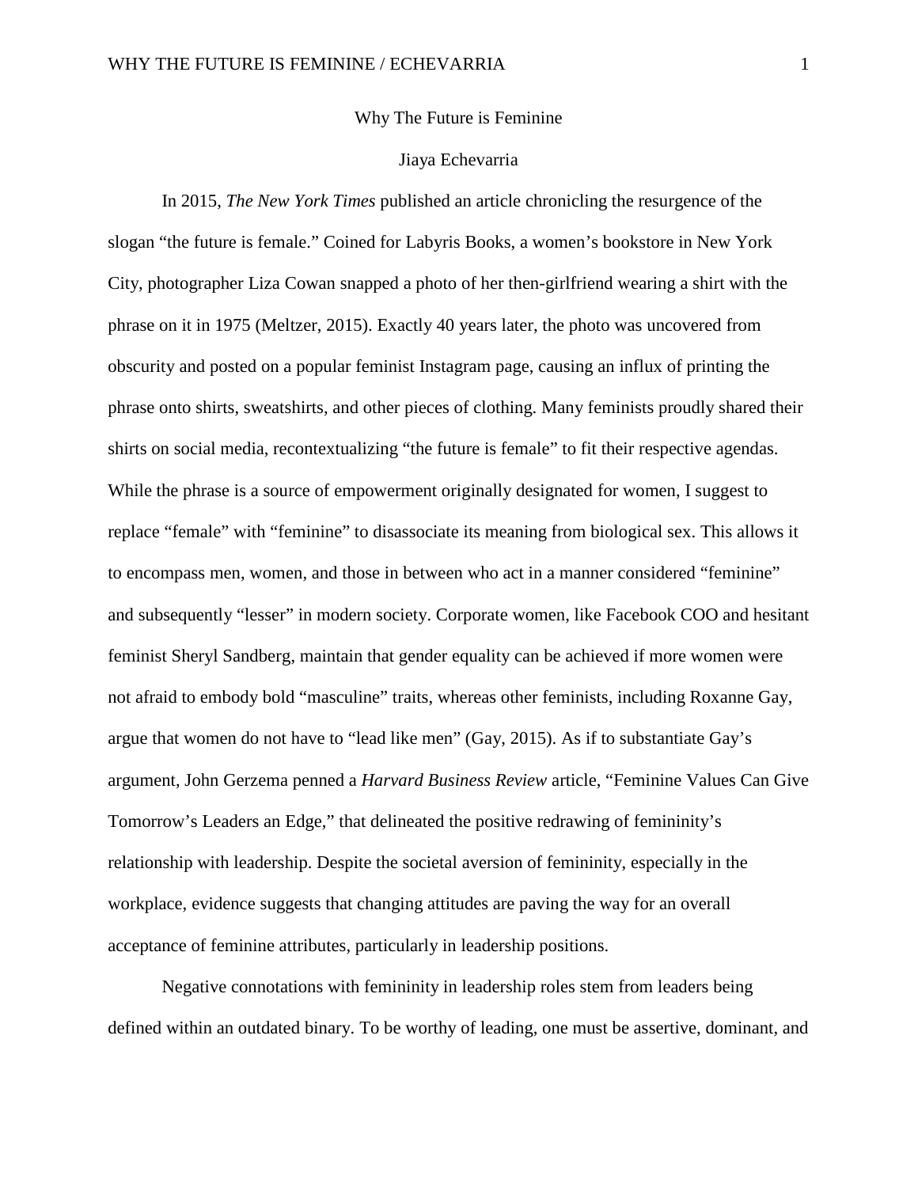# Why The Future is Feminine

Jiaya Echevarria

In 2015, *The New York Times* published an article chronicling the resurgence of the slogan "the future is female." Coined for Labyris Books, a women's bookstore in New York City, photographer Liza Cowan snapped a photo of her then-girlfriend wearing a shirt with the phrase on it in 1975 (Meltzer, 2015). Exactly 40 years later, the photo was uncovered from obscurity and posted on a popular feminist Instagram page, causing an influx of printing the phrase onto shirts, sweatshirts, and other pieces of clothing. Many feminists proudly shared their shirts on social media, recontextualizing "the future is female" to fit their respective agendas. While the phrase is a source of empowerment originally designated for women, I suggest to replace "female" with "feminine" to disassociate its meaning from biological sex. This allows it to encompass men, women, and those in between who act in a manner considered "feminine" and subsequently "lesser" in modern society. Corporate women, like Facebook COO and hesitant feminist Sheryl Sandberg, maintain that gender equality can be achieved if more women were not afraid to embody bold "masculine" traits, whereas other feminists, including Roxanne Gay, argue that women do not have to "lead like men" (Gay, 2015). As if to substantiate Gay's argument, John Gerzema penned a *Harvard Business Review* article, "Feminine Values Can Give Tomorrow's Leaders an Edge," that delineated the positive redrawing of femininity's relationship with leadership. Despite the societal aversion of femininity, especially in the workplace, evidence suggests that changing attitudes are paving the way for an overall acceptance of feminine attributes, particularly in leadership positions.

Negative connotations with femininity in leadership roles stem from leaders being defined within an outdated binary. To be worthy of leading, one must be assertive, dominant, and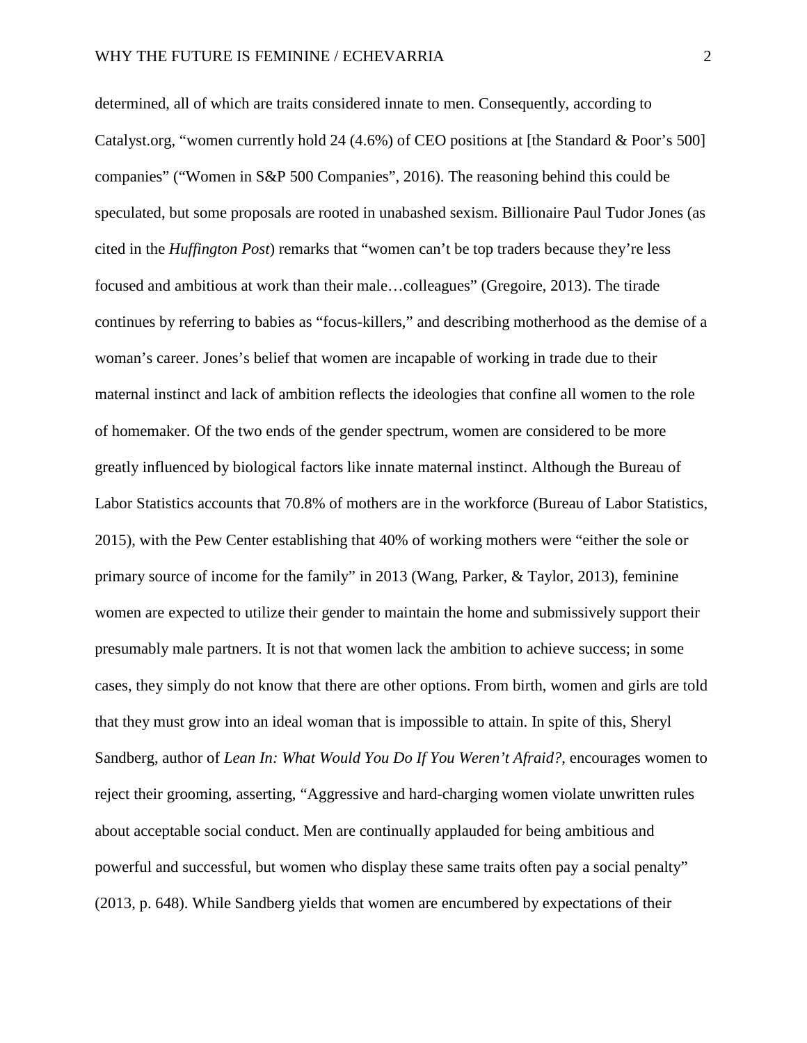determined, all of which are traits considered innate to men. Consequently, according to Catalyst.org, "women currently hold 24 (4.6%) of CEO positions at [the Standard & Poor's 500] companies" ("Women in S&P 500 Companies", 2016). The reasoning behind this could be speculated, but some proposals are rooted in unabashed sexism. Billionaire Paul Tudor Jones (as cited in the *Huffington Post*) remarks that "women can't be top traders because they're less focused and ambitious at work than their male…colleagues" (Gregoire, 2013). The tirade continues by referring to babies as "focus-killers," and describing motherhood as the demise of a woman's career. Jones's belief that women are incapable of working in trade due to their maternal instinct and lack of ambition reflects the ideologies that confine all women to the role of homemaker. Of the two ends of the gender spectrum, women are considered to be more greatly influenced by biological factors like innate maternal instinct. Although the Bureau of Labor Statistics accounts that 70.8% of mothers are in the workforce (Bureau of Labor Statistics, 2015), with the Pew Center establishing that 40% of working mothers were "either the sole or primary source of income for the family" in 2013 (Wang, Parker, & Taylor, 2013), feminine women are expected to utilize their gender to maintain the home and submissively support their presumably male partners. It is not that women lack the ambition to achieve success; in some cases, they simply do not know that there are other options. From birth, women and girls are told that they must grow into an ideal woman that is impossible to attain. In spite of this, Sheryl Sandberg, author of *Lean In: What Would You Do If You Weren't Afraid?*, encourages women to reject their grooming, asserting, "Aggressive and hard-charging women violate unwritten rules about acceptable social conduct. Men are continually applauded for being ambitious and powerful and successful, but women who display these same traits often pay a social penalty" (2013, p. 648). While Sandberg yields that women are encumbered by expectations of their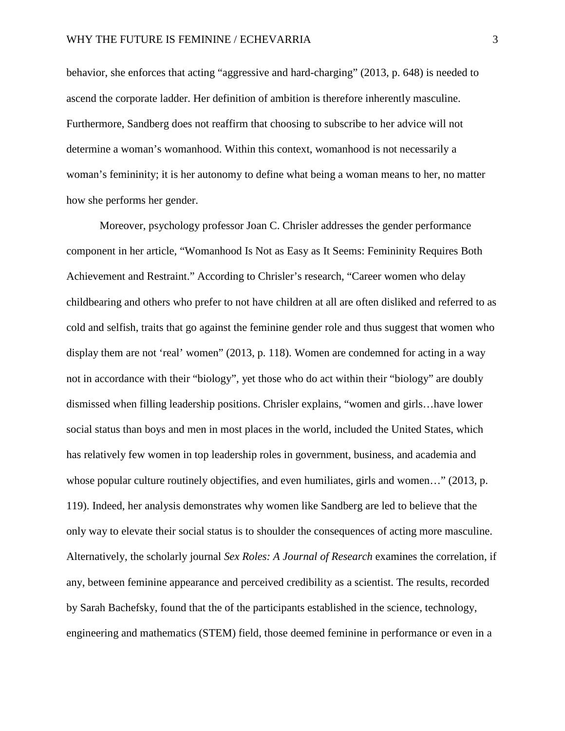behavior, she enforces that acting "aggressive and hard-charging" (2013, p. 648) is needed to ascend the corporate ladder. Her definition of ambition is therefore inherently masculine. Furthermore, Sandberg does not reaffirm that choosing to subscribe to her advice will not determine a woman's womanhood. Within this context, womanhood is not necessarily a woman's femininity; it is her autonomy to define what being a woman means to her, no matter how she performs her gender.

Moreover, psychology professor Joan C. Chrisler addresses the gender performance component in her article, "Womanhood Is Not as Easy as It Seems: Femininity Requires Both Achievement and Restraint." According to Chrisler's research, "Career women who delay childbearing and others who prefer to not have children at all are often disliked and referred to as cold and selfish, traits that go against the feminine gender role and thus suggest that women who display them are not 'real' women" (2013, p. 118). Women are condemned for acting in a way not in accordance with their "biology", yet those who do act within their "biology" are doubly dismissed when filling leadership positions. Chrisler explains, "women and girls…have lower social status than boys and men in most places in the world, included the United States, which has relatively few women in top leadership roles in government, business, and academia and whose popular culture routinely objectifies, and even humiliates, girls and women…" (2013, p. 119). Indeed, her analysis demonstrates why women like Sandberg are led to believe that the only way to elevate their social status is to shoulder the consequences of acting more masculine. Alternatively, the scholarly journal *Sex Roles: A Journal of Research* examines the correlation, if any, between feminine appearance and perceived credibility as a scientist. The results, recorded by Sarah Bachefsky, found that the of the participants established in the science, technology, engineering and mathematics (STEM) field, those deemed feminine in performance or even in a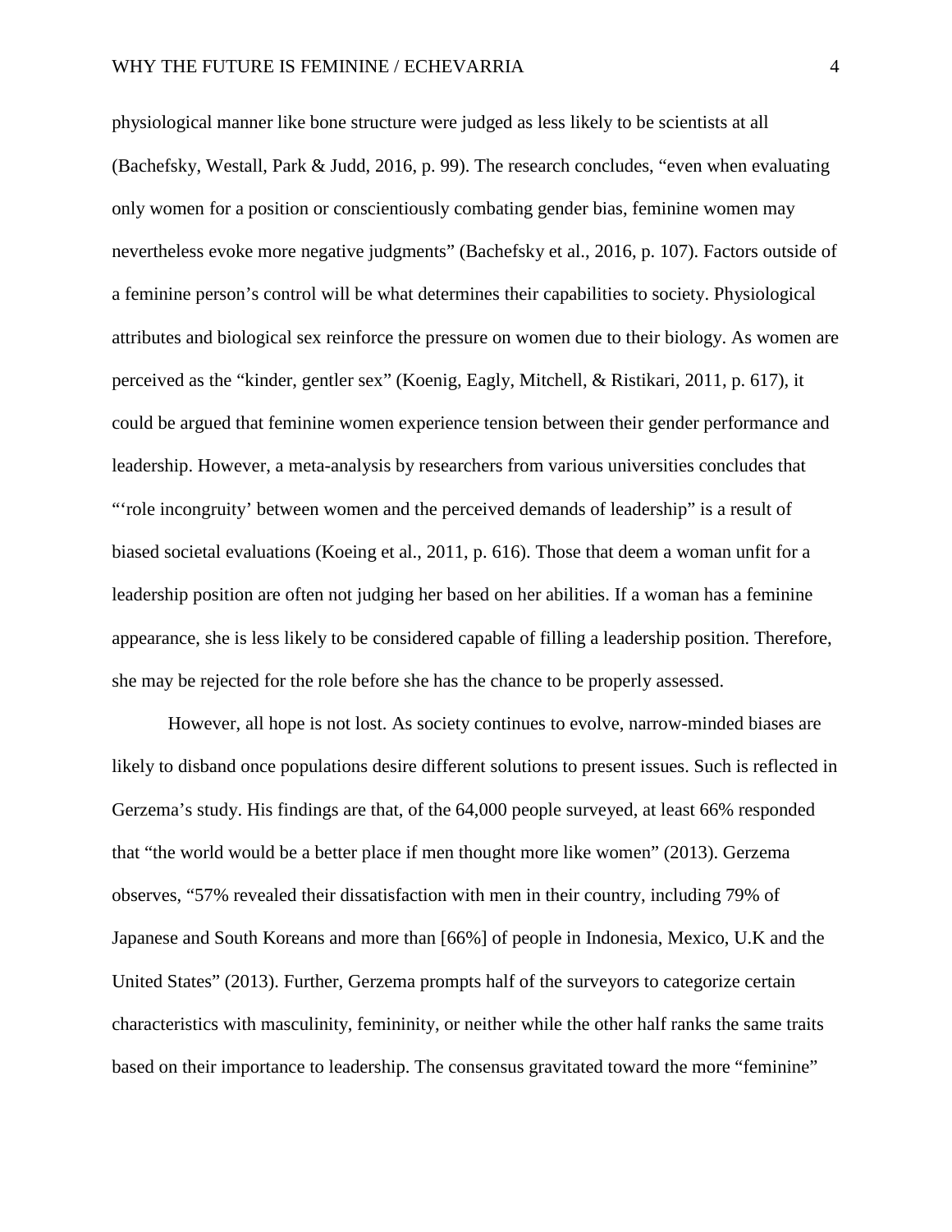physiological manner like bone structure were judged as less likely to be scientists at all (Bachefsky, Westall, Park & Judd, 2016, p. 99). The research concludes, "even when evaluating only women for a position or conscientiously combating gender bias, feminine women may nevertheless evoke more negative judgments" (Bachefsky et al., 2016, p. 107). Factors outside of a feminine person's control will be what determines their capabilities to society. Physiological attributes and biological sex reinforce the pressure on women due to their biology. As women are perceived as the "kinder, gentler sex" (Koenig, Eagly, Mitchell, & Ristikari, 2011, p. 617), it could be argued that feminine women experience tension between their gender performance and leadership. However, a meta-analysis by researchers from various universities concludes that "'role incongruity' between women and the perceived demands of leadership" is a result of biased societal evaluations (Koeing et al., 2011, p. 616). Those that deem a woman unfit for a leadership position are often not judging her based on her abilities. If a woman has a feminine appearance, she is less likely to be considered capable of filling a leadership position. Therefore, she may be rejected for the role before she has the chance to be properly assessed.

However, all hope is not lost. As society continues to evolve, narrow-minded biases are likely to disband once populations desire different solutions to present issues. Such is reflected in Gerzema's study. His findings are that, of the 64,000 people surveyed, at least 66% responded that "the world would be a better place if men thought more like women" (2013). Gerzema observes, "57% revealed their dissatisfaction with men in their country, including 79% of Japanese and South Koreans and more than [66%] of people in Indonesia, Mexico, U.K and the United States" (2013). Further, Gerzema prompts half of the surveyors to categorize certain characteristics with masculinity, femininity, or neither while the other half ranks the same traits based on their importance to leadership. The consensus gravitated toward the more "feminine"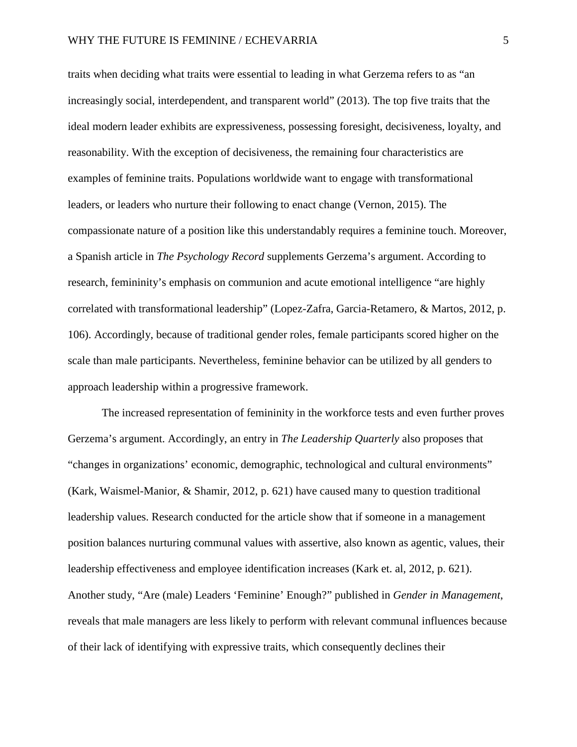traits when deciding what traits were essential to leading in what Gerzema refers to as "an increasingly social, interdependent, and transparent world" (2013). The top five traits that the ideal modern leader exhibits are expressiveness, possessing foresight, decisiveness, loyalty, and reasonability. With the exception of decisiveness, the remaining four characteristics are examples of feminine traits. Populations worldwide want to engage with transformational leaders, or leaders who nurture their following to enact change (Vernon, 2015). The compassionate nature of a position like this understandably requires a feminine touch. Moreover, a Spanish article in *The Psychology Record* supplements Gerzema's argument. According to research, femininity's emphasis on communion and acute emotional intelligence "are highly correlated with transformational leadership" (Lopez-Zafra, Garcia-Retamero, & Martos, 2012, p. 106). Accordingly, because of traditional gender roles, female participants scored higher on the scale than male participants. Nevertheless, feminine behavior can be utilized by all genders to approach leadership within a progressive framework.

The increased representation of femininity in the workforce tests and even further proves Gerzema's argument. Accordingly, an entry in *The Leadership Quarterly* also proposes that "changes in organizations' economic, demographic, technological and cultural environments" (Kark, Waismel-Manior, & Shamir, 2012, p. 621) have caused many to question traditional leadership values. Research conducted for the article show that if someone in a management position balances nurturing communal values with assertive, also known as agentic, values, their leadership effectiveness and employee identification increases (Kark et. al, 2012, p. 621). Another study, "Are (male) Leaders 'Feminine' Enough?" published in *Gender in Management,* reveals that male managers are less likely to perform with relevant communal influences because of their lack of identifying with expressive traits, which consequently declines their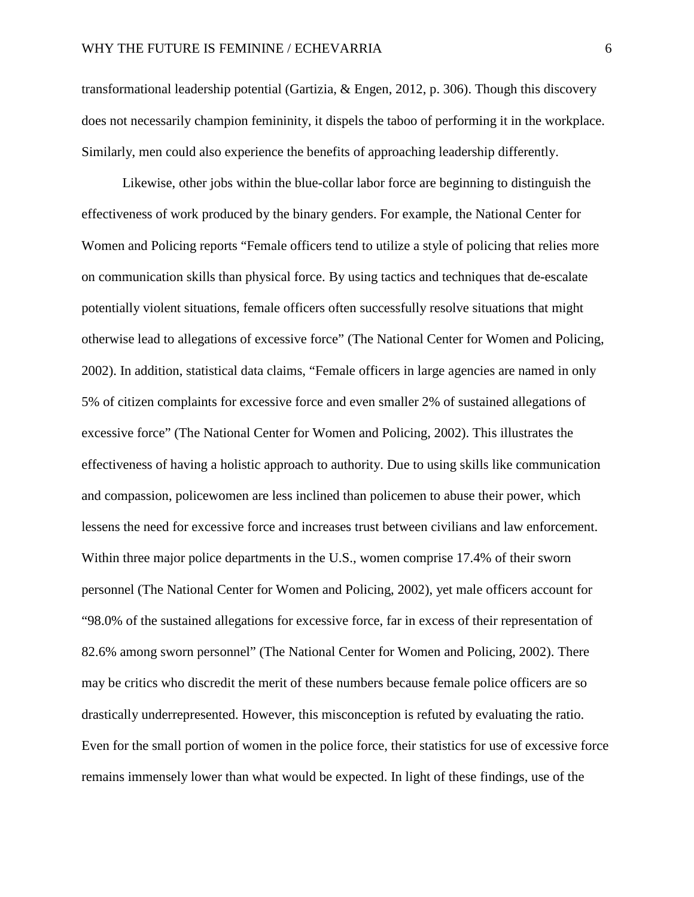transformational leadership potential (Gartizia, & Engen, 2012, p. 306). Though this discovery does not necessarily champion femininity, it dispels the taboo of performing it in the workplace. Similarly, men could also experience the benefits of approaching leadership differently.

Likewise, other jobs within the blue-collar labor force are beginning to distinguish the effectiveness of work produced by the binary genders. For example, the National Center for Women and Policing reports "Female officers tend to utilize a style of policing that relies more on communication skills than physical force. By using tactics and techniques that de-escalate potentially violent situations, female officers often successfully resolve situations that might otherwise lead to allegations of excessive force" (The National Center for Women and Policing, 2002). In addition, statistical data claims, "Female officers in large agencies are named in only 5% of citizen complaints for excessive force and even smaller 2% of sustained allegations of excessive force" (The National Center for Women and Policing, 2002). This illustrates the effectiveness of having a holistic approach to authority. Due to using skills like communication and compassion, policewomen are less inclined than policemen to abuse their power, which lessens the need for excessive force and increases trust between civilians and law enforcement. Within three major police departments in the U.S., women comprise 17.4% of their sworn personnel (The National Center for Women and Policing, 2002), yet male officers account for "98.0% of the sustained allegations for excessive force, far in excess of their representation of 82.6% among sworn personnel" (The National Center for Women and Policing, 2002). There may be critics who discredit the merit of these numbers because female police officers are so drastically underrepresented. However, this misconception is refuted by evaluating the ratio. Even for the small portion of women in the police force, their statistics for use of excessive force remains immensely lower than what would be expected. In light of these findings, use of the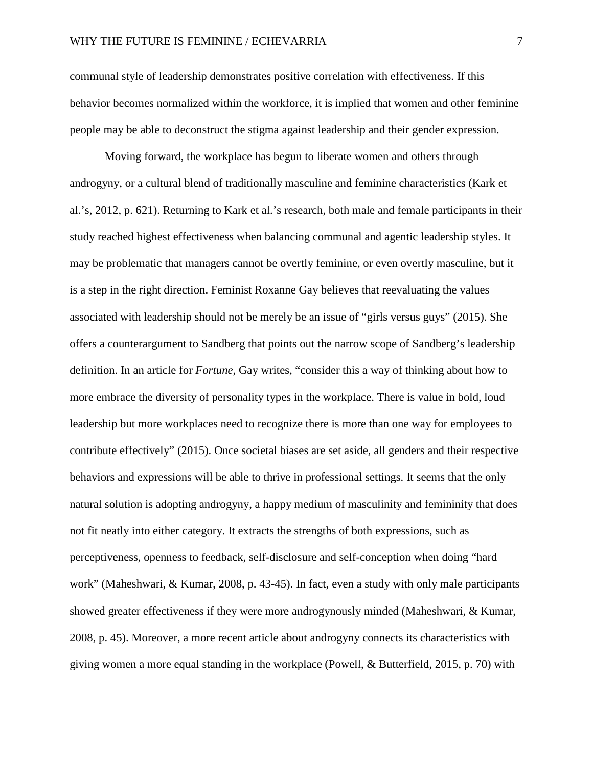communal style of leadership demonstrates positive correlation with effectiveness. If this behavior becomes normalized within the workforce, it is implied that women and other feminine people may be able to deconstruct the stigma against leadership and their gender expression.

Moving forward, the workplace has begun to liberate women and others through androgyny, or a cultural blend of traditionally masculine and feminine characteristics (Kark et al.'s, 2012, p. 621). Returning to Kark et al.'s research, both male and female participants in their study reached highest effectiveness when balancing communal and agentic leadership styles. It may be problematic that managers cannot be overtly feminine, or even overtly masculine, but it is a step in the right direction. Feminist Roxanne Gay believes that reevaluating the values associated with leadership should not be merely be an issue of "girls versus guys" (2015). She offers a counterargument to Sandberg that points out the narrow scope of Sandberg's leadership definition. In an article for *Fortune*, Gay writes, "consider this a way of thinking about how to more embrace the diversity of personality types in the workplace. There is value in bold, loud leadership but more workplaces need to recognize there is more than one way for employees to contribute effectively" (2015). Once societal biases are set aside, all genders and their respective behaviors and expressions will be able to thrive in professional settings. It seems that the only natural solution is adopting androgyny, a happy medium of masculinity and femininity that does not fit neatly into either category. It extracts the strengths of both expressions, such as perceptiveness, openness to feedback, self-disclosure and self-conception when doing "hard work" (Maheshwari, & Kumar, 2008, p. 43-45). In fact, even a study with only male participants showed greater effectiveness if they were more androgynously minded (Maheshwari, & Kumar, 2008, p. 45). Moreover, a more recent article about androgyny connects its characteristics with giving women a more equal standing in the workplace (Powell, & Butterfield, 2015, p. 70) with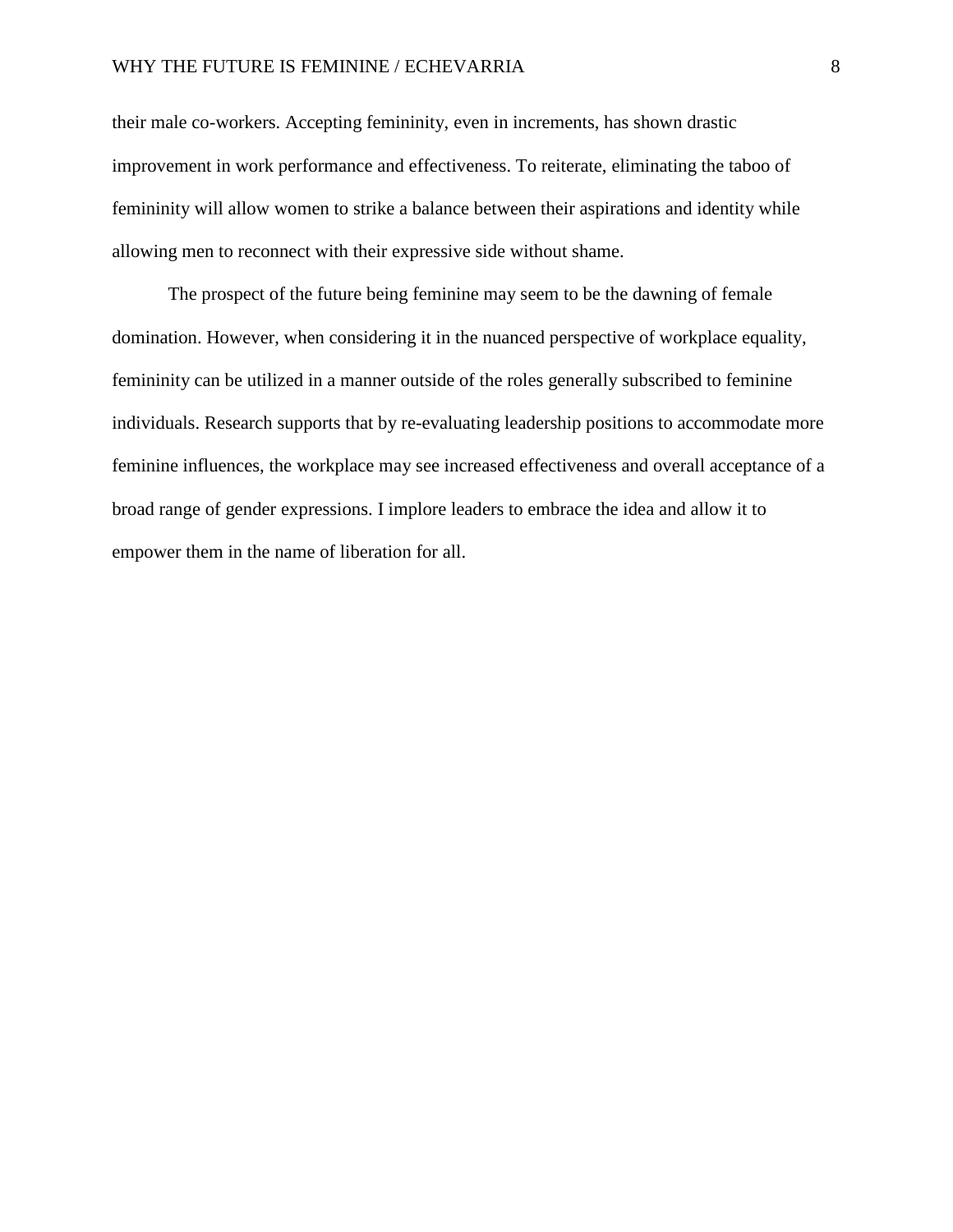their male co-workers. Accepting femininity, even in increments, has shown drastic improvement in work performance and effectiveness. To reiterate, eliminating the taboo of femininity will allow women to strike a balance between their aspirations and identity while allowing men to reconnect with their expressive side without shame.

The prospect of the future being feminine may seem to be the dawning of female domination. However, when considering it in the nuanced perspective of workplace equality, femininity can be utilized in a manner outside of the roles generally subscribed to feminine individuals. Research supports that by re-evaluating leadership positions to accommodate more feminine influences, the workplace may see increased effectiveness and overall acceptance of a broad range of gender expressions. I implore leaders to embrace the idea and allow it to empower them in the name of liberation for all.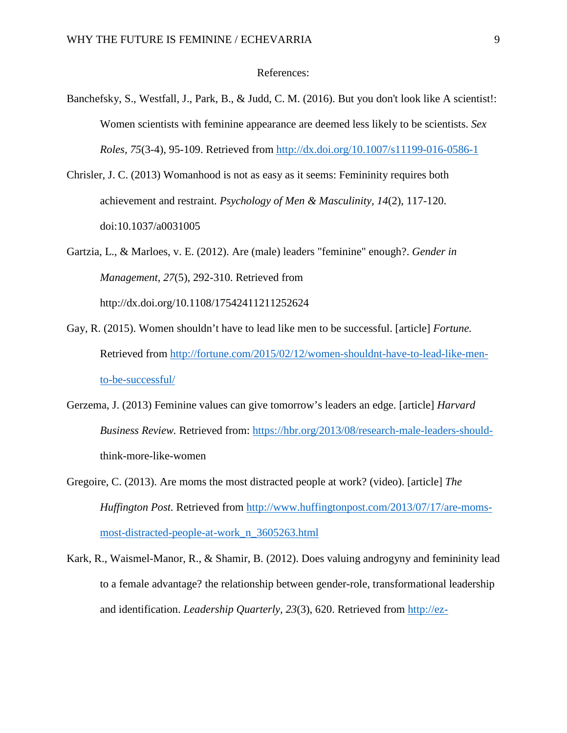References:

Banchefsky, S., Westfall, J., Park, B., & Judd, C. M. (2016). But you don't look like A scientist!: Women scientists with feminine appearance are deemed less likely to be scientists. *Sex Roles, 75*(3-4), 95-109. Retrieved from http://dx.doi.org/10.1007/s11199-016-0586-1

Chrisler, J. C. (2013) Womanhood is not as easy as it seems: Femininity requires both achievement and restraint. *Psychology of Men & Masculinity, 14*(2), 117-120. doi:10.1037/a0031005

Gartzia, L., & Marloes, v. E. (2012). Are (male) leaders "feminine" enough?. *Gender in Management, 27*(5), 292-310. Retrieved from http://dx.doi.org/10.1108/17542411211252624

Gay, R. (2015). Women shouldn't have to lead like men to be successful. [article] *Fortune.* Retrieved from http://fortune.com/2015/02/12/women-shouldnt-have-to-lead-like-men-to-be-successful/

Gerzema, J. (2013) Feminine values can give tomorrow's leaders an edge. [article] *Harvard Business Review.* Retrieved from: https://hbr.org/2013/08/research-male-leaders-should-think-more-like-women

Gregoire, C. (2013). Are moms the most distracted people at work? (video). [article] *The Huffington Post.* Retrieved from http://www.huffingtonpost.com/2013/07/17/are-moms-most-distracted-people-at-work_n_3605263.html

Kark, R., Waismel-Manor, R., & Shamir, B. (2012). Does valuing androgyny and femininity lead to a female advantage? the relationship between gender-role, transformational leadership and identification. *Leadership Quarterly, 23*(3), 620. Retrieved from http://ez-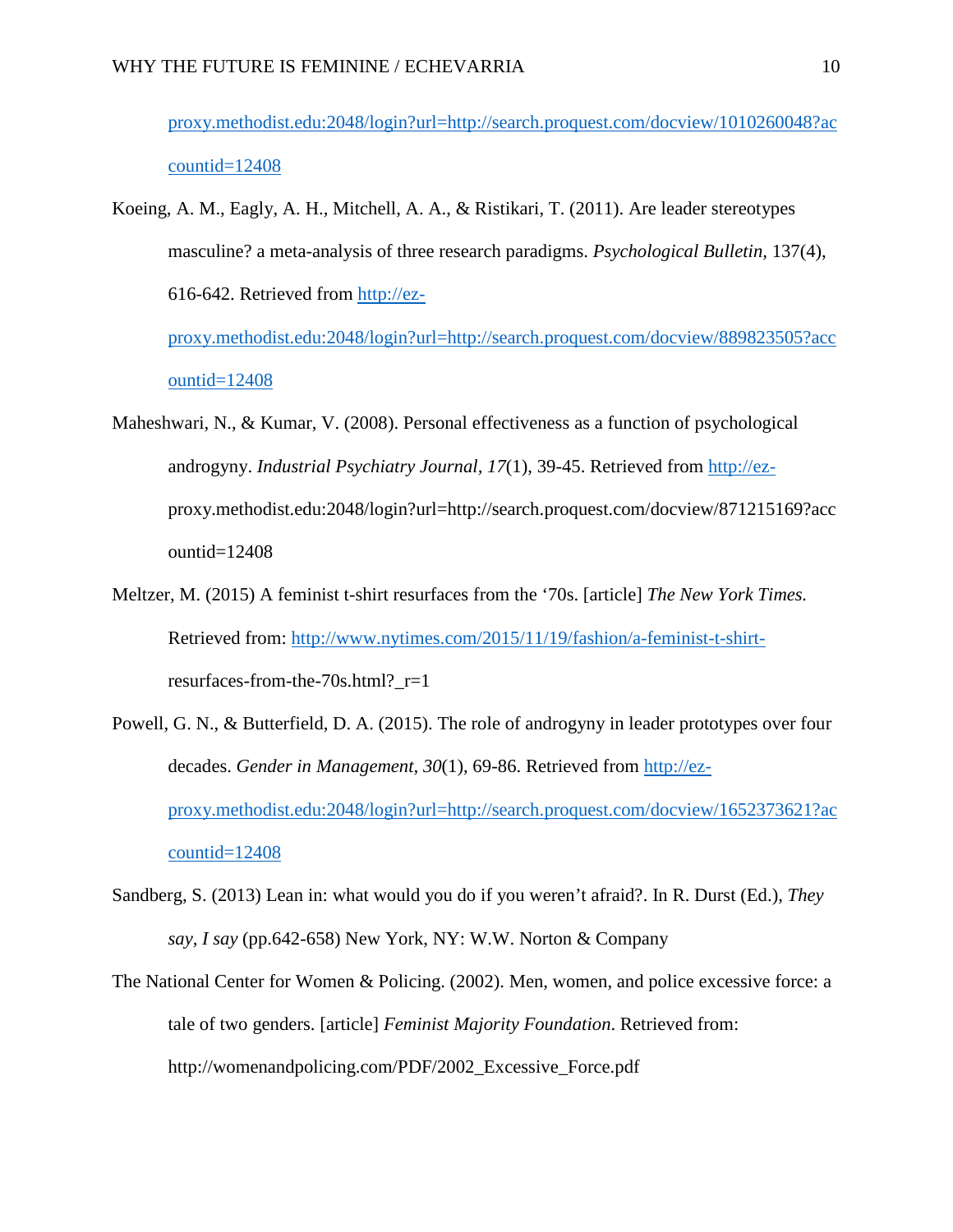proxy.methodist.edu:2048/login?url=http://search.proquest.com/docview/1010260048?accountid=12408

Koeing, A. M., Eagly, A. H., Mitchell, A. A., & Ristikari, T. (2011). Are leader stereotypes masculine? a meta-analysis of three research paradigms. *Psychological Bulletin,* 137(4), 616-642. Retrieved from http://ez-proxy.methodist.edu:2048/login?url=http://search.proquest.com/docview/889823505?accountid=12408

Maheshwari, N., & Kumar, V. (2008). Personal effectiveness as a function of psychological androgyny. *Industrial Psychiatry Journal*, *17*(1), 39-45. Retrieved from http://ez-proxy.methodist.edu:2048/login?url=http://search.proquest.com/docview/871215169?accountid=12408

Meltzer, M. (2015) A feminist t-shirt resurfaces from the '70s. [article] *The New York Times.* Retrieved from: http://www.nytimes.com/2015/11/19/fashion/a-feminist-t-shirt-resurfaces-from-the-70s.html?_r=1

Powell, G. N., & Butterfield, D. A. (2015). The role of androgyny in leader prototypes over four decades. *Gender in Management*, *30*(1), 69-86. Retrieved from http://ez-proxy.methodist.edu:2048/login?url=http://search.proquest.com/docview/1652373621?accountid=12408

Sandberg, S. (2013) Lean in: what would you do if you weren't afraid?. In R. Durst (Ed.), *They say, I say* (pp.642-658) New York, NY: W.W. Norton & Company

The National Center for Women & Policing. (2002). Men, women, and police excessive force: a tale of two genders. [article] *Feminist Majority Foundation*. Retrieved from: http://womenandpolicing.com/PDF/2002_Excessive_Force.pdf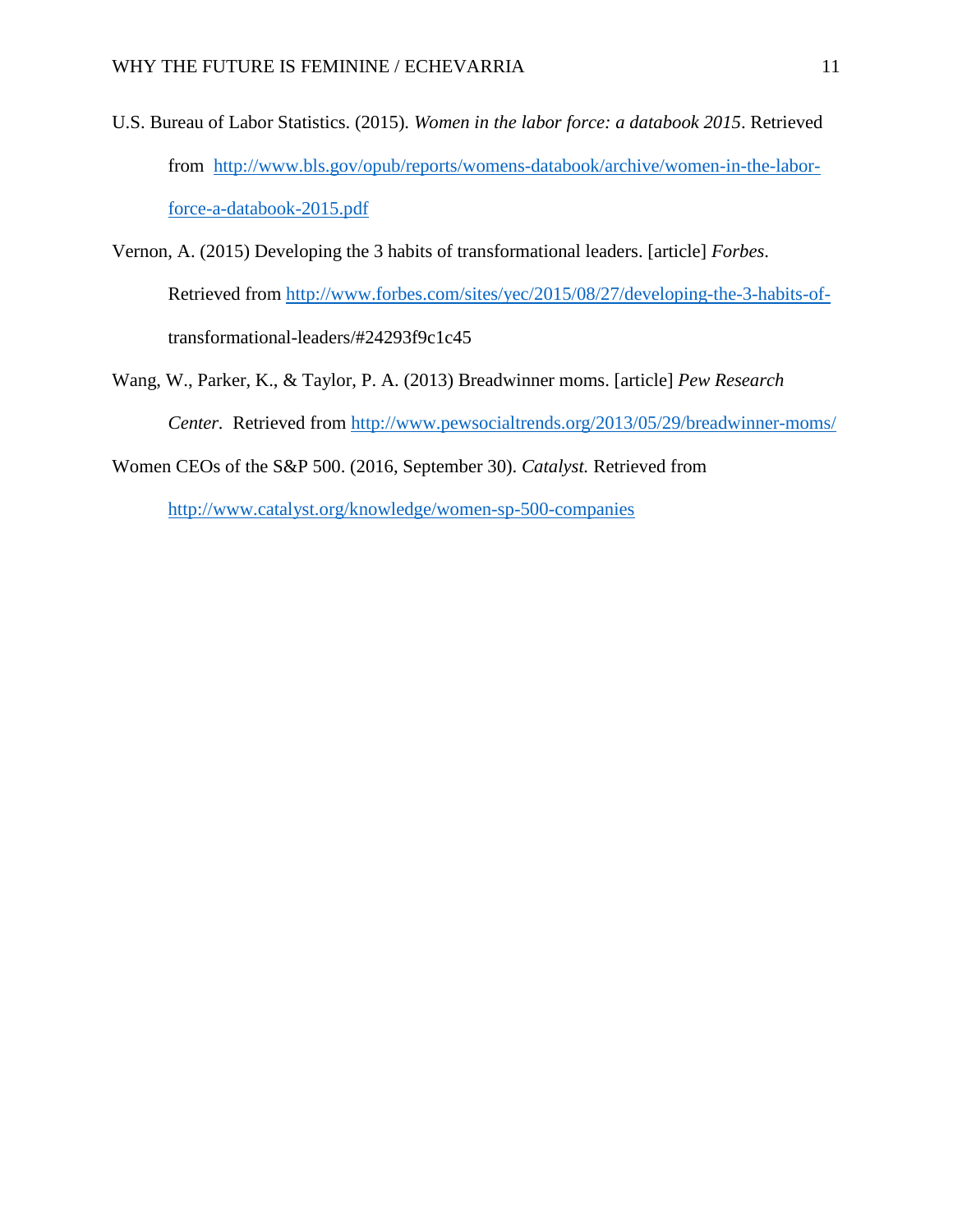U.S. Bureau of Labor Statistics. (2015). *Women in the labor force: a databook 2015*. Retrieved from http://www.bls.gov/opub/reports/womens-databook/archive/women-in-the-labor-force-a-databook-2015.pdf

Vernon, A. (2015) Developing the 3 habits of transformational leaders. [article] *Forbes*. Retrieved from http://www.forbes.com/sites/yec/2015/08/27/developing-the-3-habits-of-transformational-leaders/#24293f9c1c45

Wang, W., Parker, K., & Taylor, P. A. (2013) Breadwinner moms. [article] *Pew Research Center*. Retrieved from http://www.pewsocialtrends.org/2013/05/29/breadwinner-moms/

Women CEOs of the S&P 500. (2016, September 30). *Catalyst.* Retrieved from http://www.catalyst.org/knowledge/women-sp-500-companies